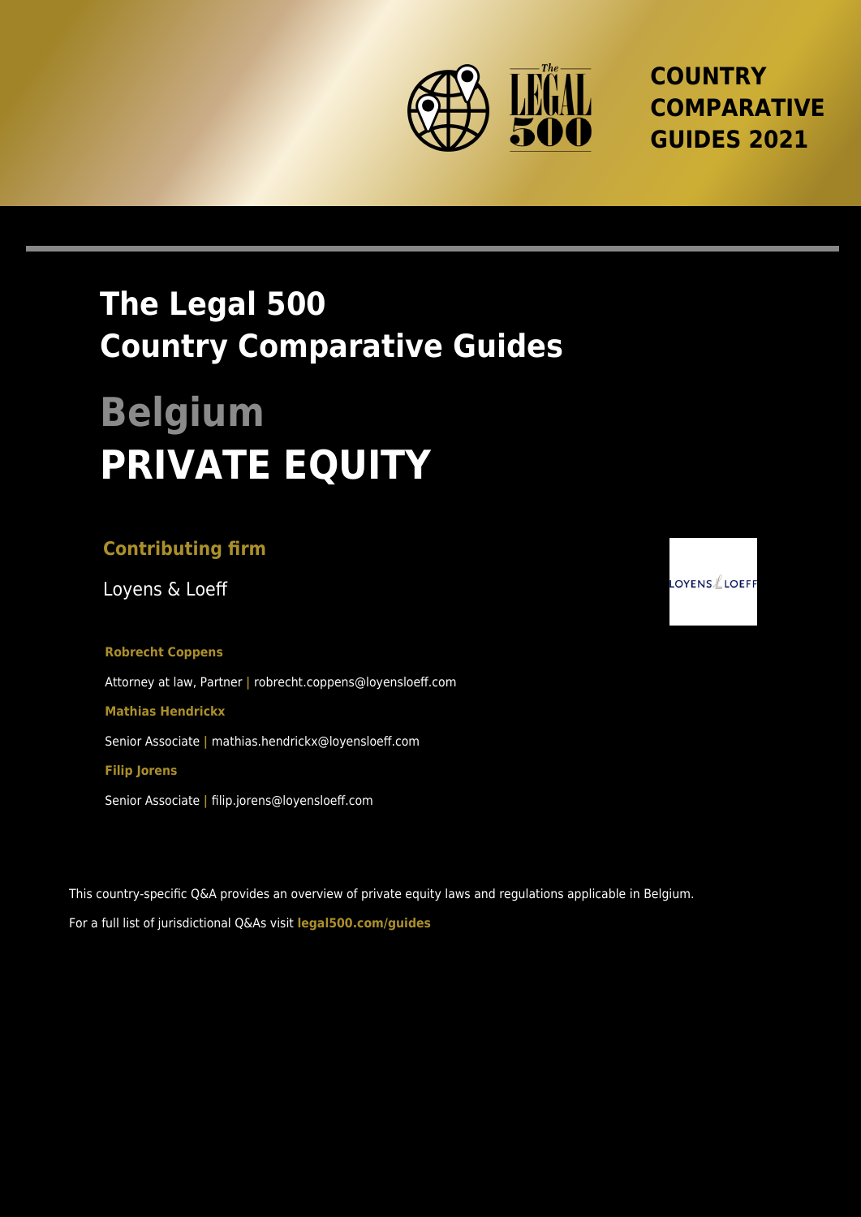COUNTRY COMPARATIVE GUIDES 2021

# The Legal 500 Country Comparative Guides

# Belgium
# PRIVATE EQUITY

**Contributing firm**

Loyens & Loeff

**Robrecht Coppens**

Attorney at law, Partner | robrecht.coppens@loyensloeff.com

**Mathias Hendrickx**

Senior Associate | mathias.hendrickx@loyensloeff.com

**Filip Jorens**

Senior Associate | filip.jorens@loyensloeff.com

This country-specific Q&A provides an overview of private equity laws and regulations applicable in Belgium.

For a full list of jurisdictional Q&As visit **legal500.com/guides**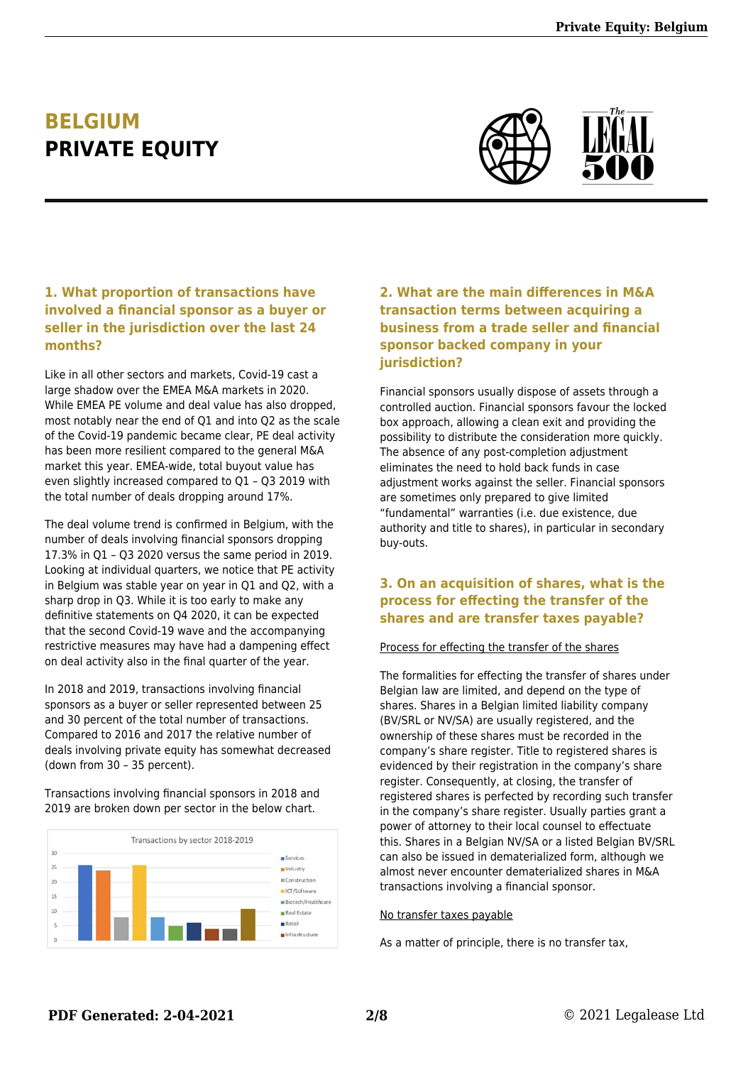# BELGIUM
# PRIVATE EQUITY

### 1. What proportion of transactions have involved a financial sponsor as a buyer or seller in the jurisdiction over the last 24 months?

Like in all other sectors and markets, Covid-19 cast a large shadow over the EMEA M&A markets in 2020. While EMEA PE volume and deal value has also dropped, most notably near the end of Q1 and into Q2 as the scale of the Covid-19 pandemic became clear, PE deal activity has been more resilient compared to the general M&A market this year. EMEA-wide, total buyout value has even slightly increased compared to Q1 – Q3 2019 with the total number of deals dropping around 17%.

The deal volume trend is confirmed in Belgium, with the number of deals involving financial sponsors dropping 17.3% in Q1 – Q3 2020 versus the same period in 2019. Looking at individual quarters, we notice that PE activity in Belgium was stable year on year in Q1 and Q2, with a sharp drop in Q3. While it is too early to make any definitive statements on Q4 2020, it can be expected that the second Covid-19 wave and the accompanying restrictive measures may have had a dampening effect on deal activity also in the final quarter of the year.

In 2018 and 2019, transactions involving financial sponsors as a buyer or seller represented between 25 and 30 percent of the total number of transactions. Compared to 2016 and 2017 the relative number of deals involving private equity has somewhat decreased (down from 30 – 35 percent).

Transactions involving financial sponsors in 2018 and 2019 are broken down per sector in the below chart.

Transactions by sector 2018-2019

| Sector | Transactions |
|---|---|
| Services | 26 |
| Industry | 24 |
| Construction | 8 |
| ICT/Software | 26 |
| Biotech/Healthcare | 8 |
| Real Estate | 5 |
| Retail | 6 |
| Infrastructure | 4 |
| (unlabelled) | 4 |
| (unlabelled) | 11 |

### 2. What are the main differences in M&A transaction terms between acquiring a business from a trade seller and financial sponsor backed company in your jurisdiction?

Financial sponsors usually dispose of assets through a controlled auction. Financial sponsors favour the locked box approach, allowing a clean exit and providing the possibility to distribute the consideration more quickly. The absence of any post-completion adjustment eliminates the need to hold back funds in case adjustment works against the seller. Financial sponsors are sometimes only prepared to give limited "fundamental" warranties (i.e. due existence, due authority and title to shares), in particular in secondary buy-outs.

### 3. On an acquisition of shares, what is the process for effecting the transfer of the shares and are transfer taxes payable?

Process for effecting the transfer of the shares

The formalities for effecting the transfer of shares under Belgian law are limited, and depend on the type of shares. Shares in a Belgian limited liability company (BV/SRL or NV/SA) are usually registered, and the ownership of these shares must be recorded in the company's share register. Title to registered shares is evidenced by their registration in the company's share register. Consequently, at closing, the transfer of registered shares is perfected by recording such transfer in the company's share register. Usually parties grant a power of attorney to their local counsel to effectuate this. Shares in a Belgian NV/SA or a listed Belgian BV/SRL can also be issued in dematerialized form, although we almost never encounter dematerialized shares in M&A transactions involving a financial sponsor.

No transfer taxes payable

As a matter of principle, there is no transfer tax,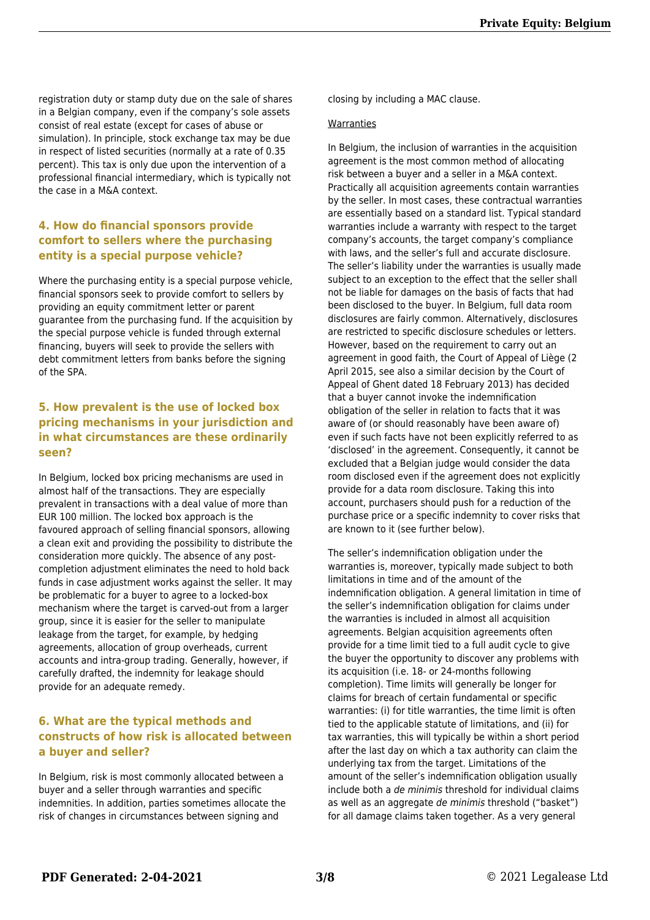registration duty or stamp duty due on the sale of shares in a Belgian company, even if the company's sole assets consist of real estate (except for cases of abuse or simulation). In principle, stock exchange tax may be due in respect of listed securities (normally at a rate of 0.35 percent). This tax is only due upon the intervention of a professional financial intermediary, which is typically not the case in a M&A context.

## 4. How do financial sponsors provide comfort to sellers where the purchasing entity is a special purpose vehicle?

Where the purchasing entity is a special purpose vehicle, financial sponsors seek to provide comfort to sellers by providing an equity commitment letter or parent guarantee from the purchasing fund. If the acquisition by the special purpose vehicle is funded through external financing, buyers will seek to provide the sellers with debt commitment letters from banks before the signing of the SPA.

## 5. How prevalent is the use of locked box pricing mechanisms in your jurisdiction and in what circumstances are these ordinarily seen?

In Belgium, locked box pricing mechanisms are used in almost half of the transactions. They are especially prevalent in transactions with a deal value of more than EUR 100 million. The locked box approach is the favoured approach of selling financial sponsors, allowing a clean exit and providing the possibility to distribute the consideration more quickly. The absence of any post-completion adjustment eliminates the need to hold back funds in case adjustment works against the seller. It may be problematic for a buyer to agree to a locked-box mechanism where the target is carved-out from a larger group, since it is easier for the seller to manipulate leakage from the target, for example, by hedging agreements, allocation of group overheads, current accounts and intra-group trading. Generally, however, if carefully drafted, the indemnity for leakage should provide for an adequate remedy.

## 6. What are the typical methods and constructs of how risk is allocated between a buyer and seller?

In Belgium, risk is most commonly allocated between a buyer and a seller through warranties and specific indemnities. In addition, parties sometimes allocate the risk of changes in circumstances between signing and closing by including a MAC clause.

Warranties

In Belgium, the inclusion of warranties in the acquisition agreement is the most common method of allocating risk between a buyer and a seller in a M&A context. Practically all acquisition agreements contain warranties by the seller. In most cases, these contractual warranties are essentially based on a standard list. Typical standard warranties include a warranty with respect to the target company's accounts, the target company's compliance with laws, and the seller's full and accurate disclosure. The seller's liability under the warranties is usually made subject to an exception to the effect that the seller shall not be liable for damages on the basis of facts that had been disclosed to the buyer. In Belgium, full data room disclosures are fairly common. Alternatively, disclosures are restricted to specific disclosure schedules or letters. However, based on the requirement to carry out an agreement in good faith, the Court of Appeal of Liège (2 April 2015, see also a similar decision by the Court of Appeal of Ghent dated 18 February 2013) has decided that a buyer cannot invoke the indemnification obligation of the seller in relation to facts that it was aware of (or should reasonably have been aware of) even if such facts have not been explicitly referred to as 'disclosed' in the agreement. Consequently, it cannot be excluded that a Belgian judge would consider the data room disclosed even if the agreement does not explicitly provide for a data room disclosure. Taking this into account, purchasers should push for a reduction of the purchase price or a specific indemnity to cover risks that are known to it (see further below).

The seller's indemnification obligation under the warranties is, moreover, typically made subject to both limitations in time and of the amount of the indemnification obligation. A general limitation in time of the seller's indemnification obligation for claims under the warranties is included in almost all acquisition agreements. Belgian acquisition agreements often provide for a time limit tied to a full audit cycle to give the buyer the opportunity to discover any problems with its acquisition (i.e. 18- or 24-months following completion). Time limits will generally be longer for claims for breach of certain fundamental or specific warranties: (i) for title warranties, the time limit is often tied to the applicable statute of limitations, and (ii) for tax warranties, this will typically be within a short period after the last day on which a tax authority can claim the underlying tax from the target. Limitations of the amount of the seller's indemnification obligation usually include both a *de minimis* threshold for individual claims as well as an aggregate *de minimis* threshold ("basket") for all damage claims taken together. As a very general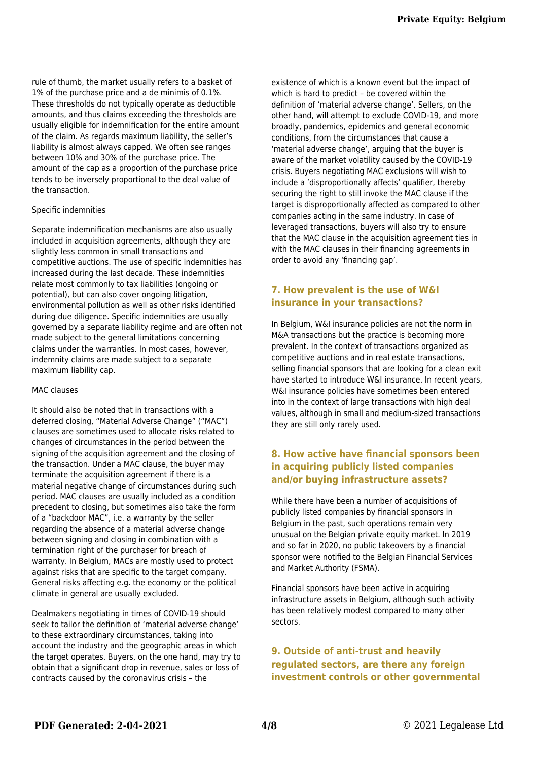rule of thumb, the market usually refers to a basket of 1% of the purchase price and a de minimis of 0.1%. These thresholds do not typically operate as deductible amounts, and thus claims exceeding the thresholds are usually eligible for indemnification for the entire amount of the claim. As regards maximum liability, the seller's liability is almost always capped. We often see ranges between 10% and 30% of the purchase price. The amount of the cap as a proportion of the purchase price tends to be inversely proportional to the deal value of the transaction.

Specific indemnities

Separate indemnification mechanisms are also usually included in acquisition agreements, although they are slightly less common in small transactions and competitive auctions. The use of specific indemnities has increased during the last decade. These indemnities relate most commonly to tax liabilities (ongoing or potential), but can also cover ongoing litigation, environmental pollution as well as other risks identified during due diligence. Specific indemnities are usually governed by a separate liability regime and are often not made subject to the general limitations concerning claims under the warranties. In most cases, however, indemnity claims are made subject to a separate maximum liability cap.

MAC clauses

It should also be noted that in transactions with a deferred closing, "Material Adverse Change" ("MAC") clauses are sometimes used to allocate risks related to changes of circumstances in the period between the signing of the acquisition agreement and the closing of the transaction. Under a MAC clause, the buyer may terminate the acquisition agreement if there is a material negative change of circumstances during such period. MAC clauses are usually included as a condition precedent to closing, but sometimes also take the form of a "backdoor MAC", i.e. a warranty by the seller regarding the absence of a material adverse change between signing and closing in combination with a termination right of the purchaser for breach of warranty. In Belgium, MACs are mostly used to protect against risks that are specific to the target company. General risks affecting e.g. the economy or the political climate in general are usually excluded.

Dealmakers negotiating in times of COVID-19 should seek to tailor the definition of 'material adverse change' to these extraordinary circumstances, taking into account the industry and the geographic areas in which the target operates. Buyers, on the one hand, may try to obtain that a significant drop in revenue, sales or loss of contracts caused by the coronavirus crisis – the existence of which is a known event but the impact of which is hard to predict – be covered within the definition of 'material adverse change'. Sellers, on the other hand, will attempt to exclude COVID-19, and more broadly, pandemics, epidemics and general economic conditions, from the circumstances that cause a 'material adverse change', arguing that the buyer is aware of the market volatility caused by the COVID-19 crisis. Buyers negotiating MAC exclusions will wish to include a 'disproportionally affects' qualifier, thereby securing the right to still invoke the MAC clause if the target is disproportionally affected as compared to other companies acting in the same industry. In case of leveraged transactions, buyers will also try to ensure that the MAC clause in the acquisition agreement ties in with the MAC clauses in their financing agreements in order to avoid any 'financing gap'.

## 7. How prevalent is the use of W&I insurance in your transactions?

In Belgium, W&I insurance policies are not the norm in M&A transactions but the practice is becoming more prevalent. In the context of transactions organized as competitive auctions and in real estate transactions, selling financial sponsors that are looking for a clean exit have started to introduce W&I insurance. In recent years, W&I insurance policies have sometimes been entered into in the context of large transactions with high deal values, although in small and medium-sized transactions they are still only rarely used.

## 8. How active have financial sponsors been in acquiring publicly listed companies and/or buying infrastructure assets?

While there have been a number of acquisitions of publicly listed companies by financial sponsors in Belgium in the past, such operations remain very unusual on the Belgian private equity market. In 2019 and so far in 2020, no public takeovers by a financial sponsor were notified to the Belgian Financial Services and Market Authority (FSMA).

Financial sponsors have been active in acquiring infrastructure assets in Belgium, although such activity has been relatively modest compared to many other sectors.

## 9. Outside of anti-trust and heavily regulated sectors, are there any foreign investment controls or other governmental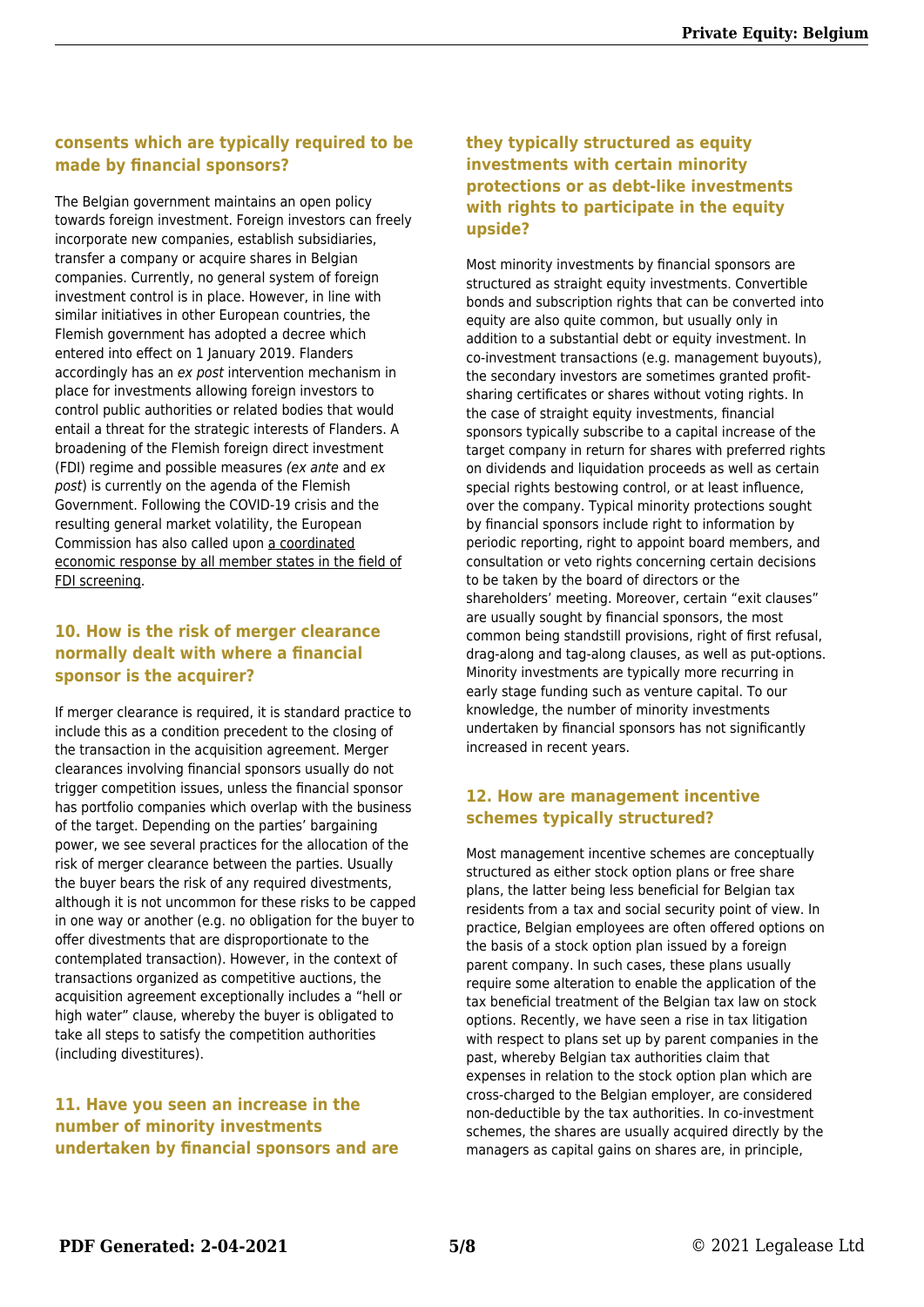consents which are typically required to be made by financial sponsors?

The Belgian government maintains an open policy towards foreign investment. Foreign investors can freely incorporate new companies, establish subsidiaries, transfer a company or acquire shares in Belgian companies. Currently, no general system of foreign investment control is in place. However, in line with similar initiatives in other European countries, the Flemish government has adopted a decree which entered into effect on 1 January 2019. Flanders accordingly has an *ex post* intervention mechanism in place for investments allowing foreign investors to control public authorities or related bodies that would entail a threat for the strategic interests of Flanders. A broadening of the Flemish foreign direct investment (FDI) regime and possible measures *(ex ante* and *ex post*) is currently on the agenda of the Flemish Government. Following the COVID-19 crisis and the resulting general market volatility, the European Commission has also called upon a coordinated economic response by all member states in the field of FDI screening.

## 10. How is the risk of merger clearance normally dealt with where a financial sponsor is the acquirer?

If merger clearance is required, it is standard practice to include this as a condition precedent to the closing of the transaction in the acquisition agreement. Merger clearances involving financial sponsors usually do not trigger competition issues, unless the financial sponsor has portfolio companies which overlap with the business of the target. Depending on the parties' bargaining power, we see several practices for the allocation of the risk of merger clearance between the parties. Usually the buyer bears the risk of any required divestments, although it is not uncommon for these risks to be capped in one way or another (e.g. no obligation for the buyer to offer divestments that are disproportionate to the contemplated transaction). However, in the context of transactions organized as competitive auctions, the acquisition agreement exceptionally includes a "hell or high water" clause, whereby the buyer is obligated to take all steps to satisfy the competition authorities (including divestitures).

## 11. Have you seen an increase in the number of minority investments undertaken by financial sponsors and are they typically structured as equity investments with certain minority protections or as debt-like investments with rights to participate in the equity upside?

Most minority investments by financial sponsors are structured as straight equity investments. Convertible bonds and subscription rights that can be converted into equity are also quite common, but usually only in addition to a substantial debt or equity investment. In co-investment transactions (e.g. management buyouts), the secondary investors are sometimes granted profit-sharing certificates or shares without voting rights. In the case of straight equity investments, financial sponsors typically subscribe to a capital increase of the target company in return for shares with preferred rights on dividends and liquidation proceeds as well as certain special rights bestowing control, or at least influence, over the company. Typical minority protections sought by financial sponsors include right to information by periodic reporting, right to appoint board members, and consultation or veto rights concerning certain decisions to be taken by the board of directors or the shareholders' meeting. Moreover, certain "exit clauses" are usually sought by financial sponsors, the most common being standstill provisions, right of first refusal, drag-along and tag-along clauses, as well as put-options. Minority investments are typically more recurring in early stage funding such as venture capital. To our knowledge, the number of minority investments undertaken by financial sponsors has not significantly increased in recent years.

## 12. How are management incentive schemes typically structured?

Most management incentive schemes are conceptually structured as either stock option plans or free share plans, the latter being less beneficial for Belgian tax residents from a tax and social security point of view. In practice, Belgian employees are often offered options on the basis of a stock option plan issued by a foreign parent company. In such cases, these plans usually require some alteration to enable the application of the tax beneficial treatment of the Belgian tax law on stock options. Recently, we have seen a rise in tax litigation with respect to plans set up by parent companies in the past, whereby Belgian tax authorities claim that expenses in relation to the stock option plan which are cross-charged to the Belgian employer, are considered non-deductible by the tax authorities. In co-investment schemes, the shares are usually acquired directly by the managers as capital gains on shares are, in principle,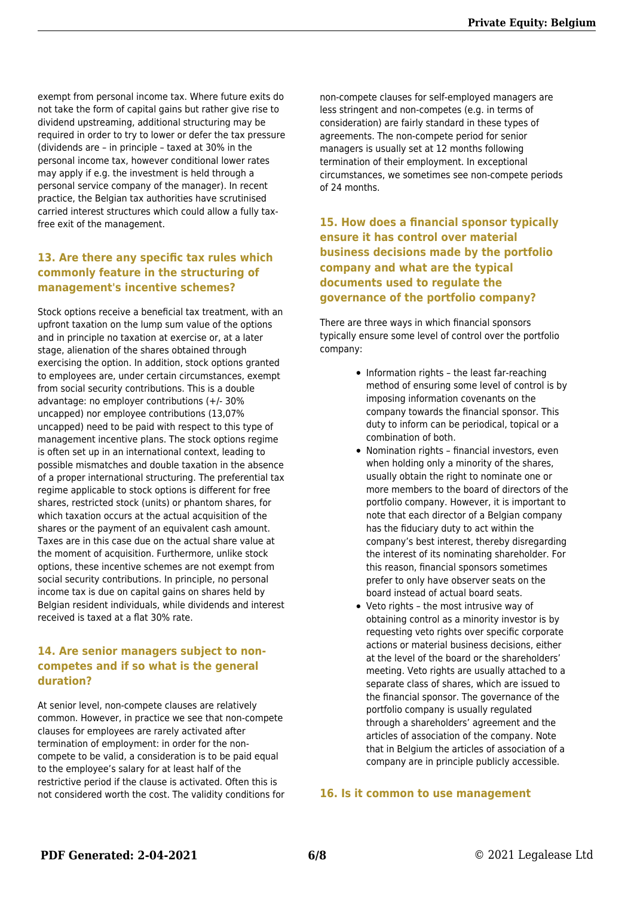exempt from personal income tax. Where future exits do not take the form of capital gains but rather give rise to dividend upstreaming, additional structuring may be required in order to try to lower or defer the tax pressure (dividends are – in principle – taxed at 30% in the personal income tax, however conditional lower rates may apply if e.g. the investment is held through a personal service company of the manager). In recent practice, the Belgian tax authorities have scrutinised carried interest structures which could allow a fully tax-free exit of the management.

## 13. Are there any specific tax rules which commonly feature in the structuring of management's incentive schemes?

Stock options receive a beneficial tax treatment, with an upfront taxation on the lump sum value of the options and in principle no taxation at exercise or, at a later stage, alienation of the shares obtained through exercising the option. In addition, stock options granted to employees are, under certain circumstances, exempt from social security contributions. This is a double advantage: no employer contributions (+/- 30% uncapped) nor employee contributions (13,07% uncapped) need to be paid with respect to this type of management incentive plans. The stock options regime is often set up in an international context, leading to possible mismatches and double taxation in the absence of a proper international structuring. The preferential tax regime applicable to stock options is different for free shares, restricted stock (units) or phantom shares, for which taxation occurs at the actual acquisition of the shares or the payment of an equivalent cash amount. Taxes are in this case due on the actual share value at the moment of acquisition. Furthermore, unlike stock options, these incentive schemes are not exempt from social security contributions. In principle, no personal income tax is due on capital gains on shares held by Belgian resident individuals, while dividends and interest received is taxed at a flat 30% rate.

## 14. Are senior managers subject to non-competes and if so what is the general duration?

At senior level, non-compete clauses are relatively common. However, in practice we see that non-compete clauses for employees are rarely activated after termination of employment: in order for the non-compete to be valid, a consideration is to be paid equal to the employee's salary for at least half of the restrictive period if the clause is activated. Often this is not considered worth the cost. The validity conditions for non-compete clauses for self-employed managers are less stringent and non-competes (e.g. in terms of consideration) are fairly standard in these types of agreements. The non-compete period for senior managers is usually set at 12 months following termination of their employment. In exceptional circumstances, we sometimes see non-compete periods of 24 months.

## 15. How does a financial sponsor typically ensure it has control over material business decisions made by the portfolio company and what are the typical documents used to regulate the governance of the portfolio company?

There are three ways in which financial sponsors typically ensure some level of control over the portfolio company:

- Information rights – the least far-reaching method of ensuring some level of control is by imposing information covenants on the company towards the financial sponsor. This duty to inform can be periodical, topical or a combination of both.
- Nomination rights – financial investors, even when holding only a minority of the shares, usually obtain the right to nominate one or more members to the board of directors of the portfolio company. However, it is important to note that each director of a Belgian company has the fiduciary duty to act within the company's best interest, thereby disregarding the interest of its nominating shareholder. For this reason, financial sponsors sometimes prefer to only have observer seats on the board instead of actual board seats.
- Veto rights – the most intrusive way of obtaining control as a minority investor is by requesting veto rights over specific corporate actions or material business decisions, either at the level of the board or the shareholders' meeting. Veto rights are usually attached to a separate class of shares, which are issued to the financial sponsor. The governance of the portfolio company is usually regulated through a shareholders' agreement and the articles of association of the company. Note that in Belgium the articles of association of a company are in principle publicly accessible.

## 16. Is it common to use management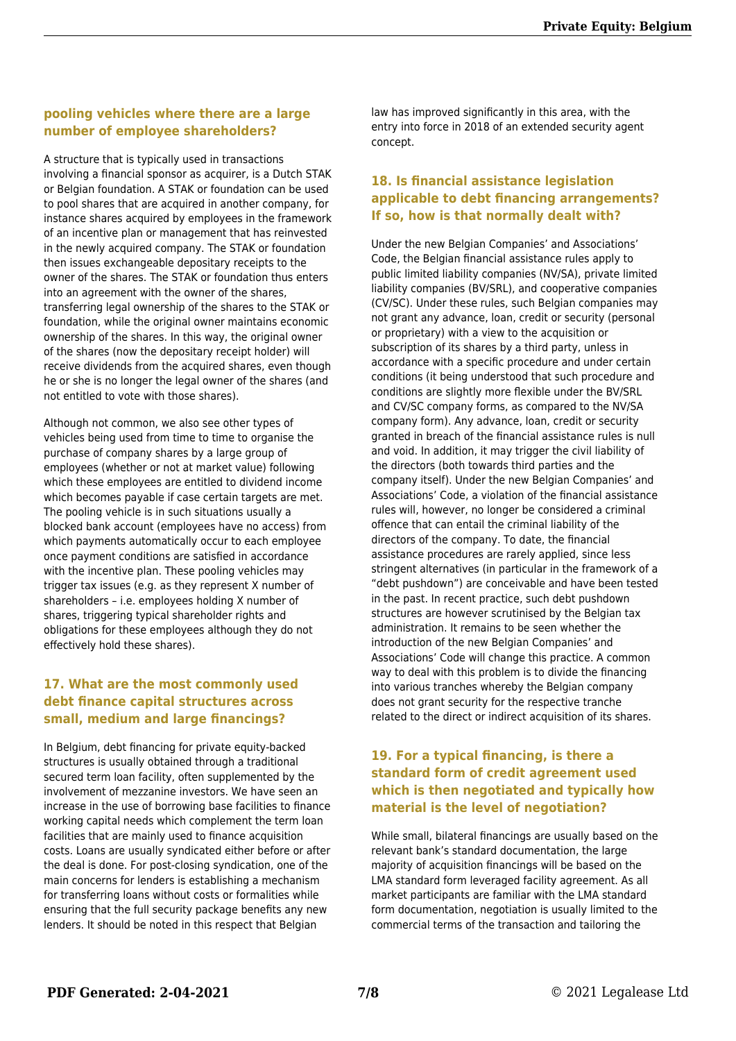## pooling vehicles where there are a large number of employee shareholders?

A structure that is typically used in transactions involving a financial sponsor as acquirer, is a Dutch STAK or Belgian foundation. A STAK or foundation can be used to pool shares that are acquired in another company, for instance shares acquired by employees in the framework of an incentive plan or management that has reinvested in the newly acquired company. The STAK or foundation then issues exchangeable depositary receipts to the owner of the shares. The STAK or foundation thus enters into an agreement with the owner of the shares, transferring legal ownership of the shares to the STAK or foundation, while the original owner maintains economic ownership of the shares. In this way, the original owner of the shares (now the depositary receipt holder) will receive dividends from the acquired shares, even though he or she is no longer the legal owner of the shares (and not entitled to vote with those shares).

Although not common, we also see other types of vehicles being used from time to time to organise the purchase of company shares by a large group of employees (whether or not at market value) following which these employees are entitled to dividend income which becomes payable if case certain targets are met. The pooling vehicle is in such situations usually a blocked bank account (employees have no access) from which payments automatically occur to each employee once payment conditions are satisfied in accordance with the incentive plan. These pooling vehicles may trigger tax issues (e.g. as they represent X number of shareholders – i.e. employees holding X number of shares, triggering typical shareholder rights and obligations for these employees although they do not effectively hold these shares).

## 17. What are the most commonly used debt finance capital structures across small, medium and large financings?

In Belgium, debt financing for private equity-backed structures is usually obtained through a traditional secured term loan facility, often supplemented by the involvement of mezzanine investors. We have seen an increase in the use of borrowing base facilities to finance working capital needs which complement the term loan facilities that are mainly used to finance acquisition costs. Loans are usually syndicated either before or after the deal is done. For post-closing syndication, one of the main concerns for lenders is establishing a mechanism for transferring loans without costs or formalities while ensuring that the full security package benefits any new lenders. It should be noted in this respect that Belgian law has improved significantly in this area, with the entry into force in 2018 of an extended security agent concept.

## 18. Is financial assistance legislation applicable to debt financing arrangements? If so, how is that normally dealt with?

Under the new Belgian Companies' and Associations' Code, the Belgian financial assistance rules apply to public limited liability companies (NV/SA), private limited liability companies (BV/SRL), and cooperative companies (CV/SC). Under these rules, such Belgian companies may not grant any advance, loan, credit or security (personal or proprietary) with a view to the acquisition or subscription of its shares by a third party, unless in accordance with a specific procedure and under certain conditions (it being understood that such procedure and conditions are slightly more flexible under the BV/SRL and CV/SC company forms, as compared to the NV/SA company form). Any advance, loan, credit or security granted in breach of the financial assistance rules is null and void. In addition, it may trigger the civil liability of the directors (both towards third parties and the company itself). Under the new Belgian Companies' and Associations' Code, a violation of the financial assistance rules will, however, no longer be considered a criminal offence that can entail the criminal liability of the directors of the company. To date, the financial assistance procedures are rarely applied, since less stringent alternatives (in particular in the framework of a "debt pushdown") are conceivable and have been tested in the past. In recent practice, such debt pushdown structures are however scrutinised by the Belgian tax administration. It remains to be seen whether the introduction of the new Belgian Companies' and Associations' Code will change this practice. A common way to deal with this problem is to divide the financing into various tranches whereby the Belgian company does not grant security for the respective tranche related to the direct or indirect acquisition of its shares.

## 19. For a typical financing, is there a standard form of credit agreement used which is then negotiated and typically how material is the level of negotiation?

While small, bilateral financings are usually based on the relevant bank's standard documentation, the large majority of acquisition financings will be based on the LMA standard form leveraged facility agreement. As all market participants are familiar with the LMA standard form documentation, negotiation is usually limited to the commercial terms of the transaction and tailoring the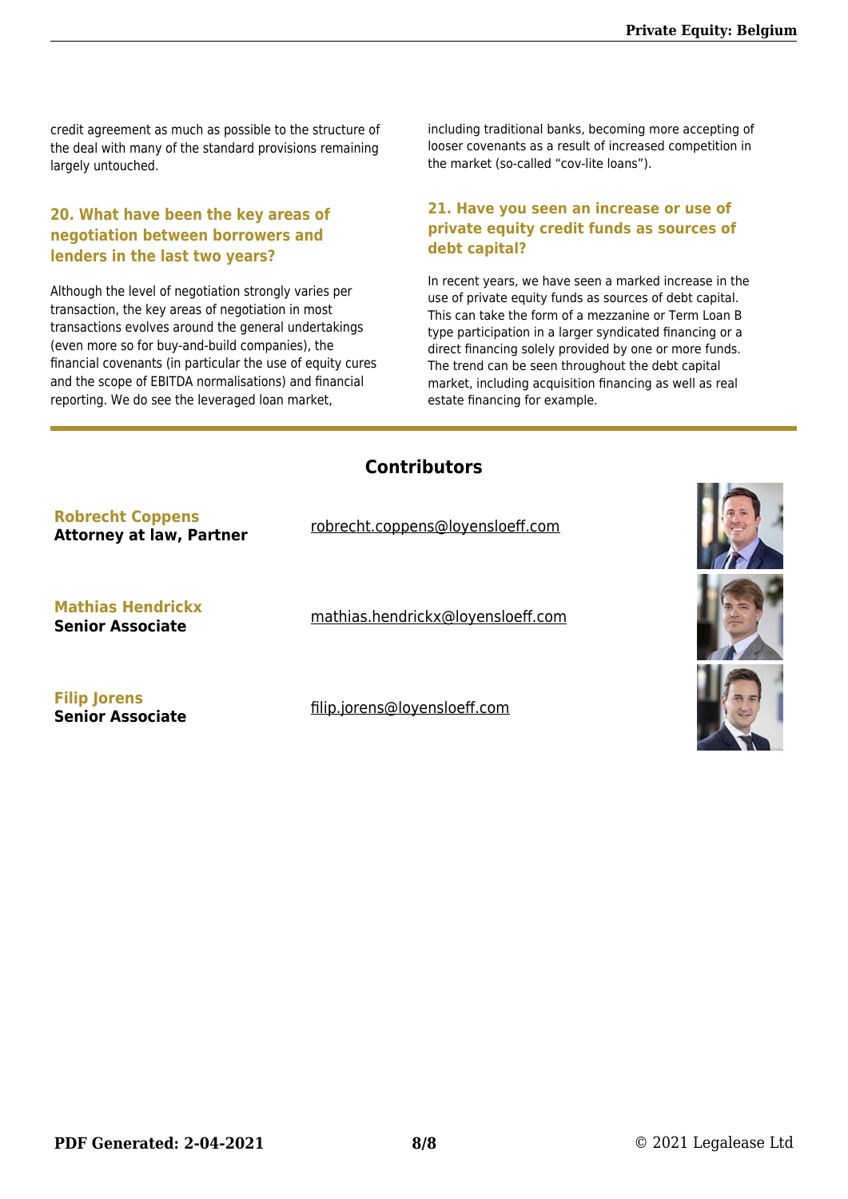credit agreement as much as possible to the structure of the deal with many of the standard provisions remaining largely untouched.

## 20. What have been the key areas of negotiation between borrowers and lenders in the last two years?

Although the level of negotiation strongly varies per transaction, the key areas of negotiation in most transactions evolves around the general undertakings (even more so for buy-and-build companies), the financial covenants (in particular the use of equity cures and the scope of EBITDA normalisations) and financial reporting. We do see the leveraged loan market, including traditional banks, becoming more accepting of looser covenants as a result of increased competition in the market (so-called "cov-lite loans").

## 21. Have you seen an increase or use of private equity credit funds as sources of debt capital?

In recent years, we have seen a marked increase in the use of private equity funds as sources of debt capital. This can take the form of a mezzanine or Term Loan B type participation in a larger syndicated financing or a direct financing solely provided by one or more funds. The trend can be seen throughout the debt capital market, including acquisition financing as well as real estate financing for example.

## Contributors

**Robrecht Coppens**
**Attorney at law, Partner**
robrecht.coppens@loyensloeff.com

**Mathias Hendrickx**
**Senior Associate**
mathias.hendrickx@loyensloeff.com

**Filip Jorens**
**Senior Associate**
filip.jorens@loyensloeff.com